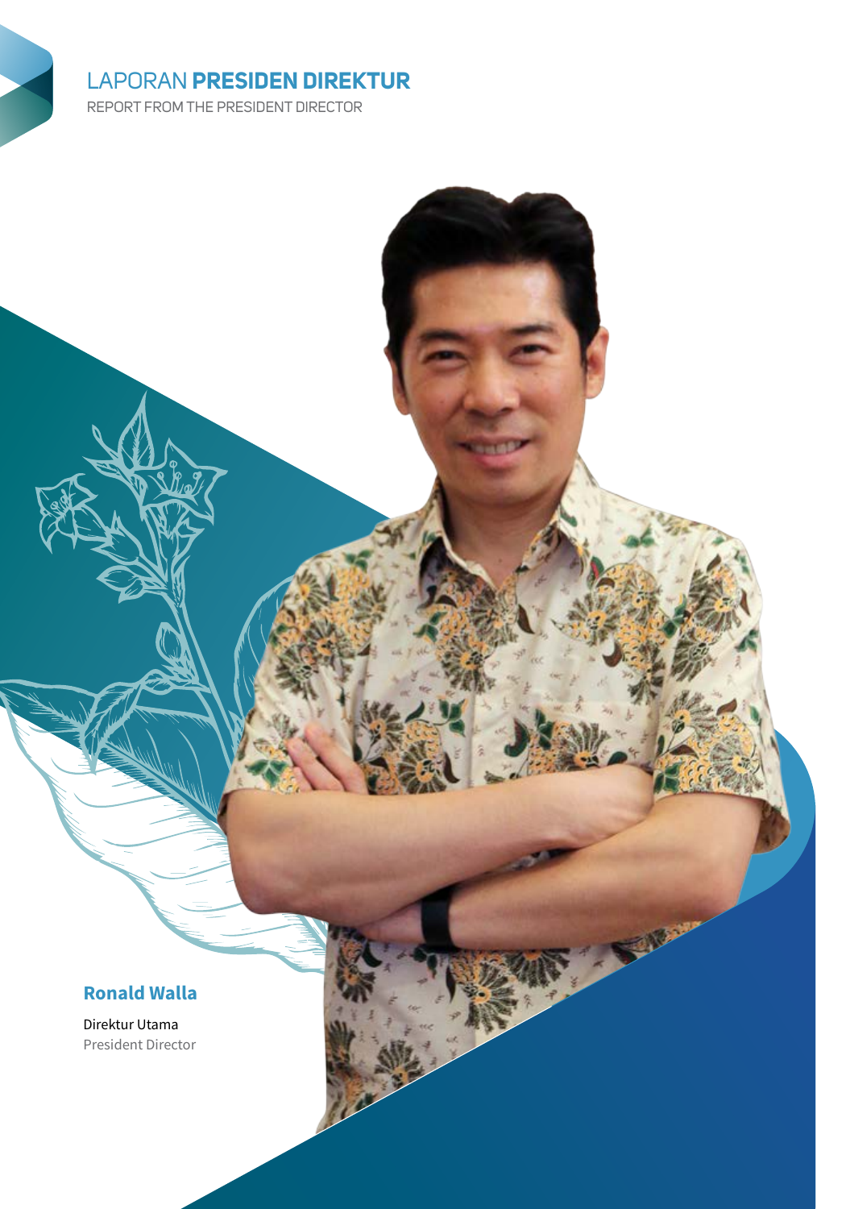# LAPORAN **PRESIDEN DIREKTUR**

REPORT FROM THE PRESIDENT DIRECTOR

**Ronald Walla**

Direktur Utama

President Director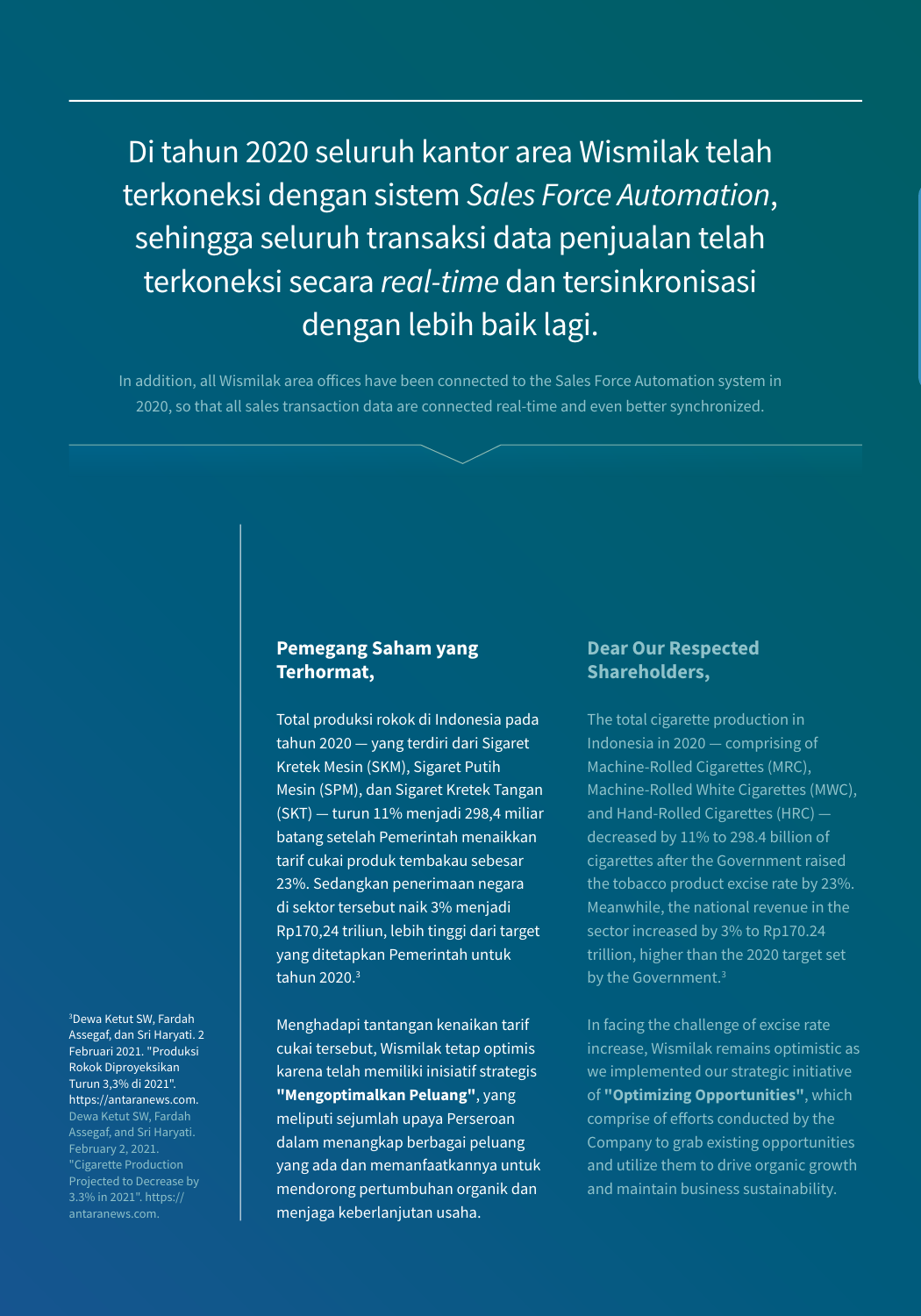Di tahun 2020 seluruh kantor area Wismilak telah terkoneksi dengan sistem *Sales Force Automation*, sehingga seluruh transaksi data penjualan telah terkoneksi secara *real-time* dan tersinkronisasi dengan lebih baik lagi.

In addition, all Wismilak area offices have been connected to the Sales Force Automation system in 2020, so that all sales transaction data are connected real-time and even better synchronized.

## Pemegang Saham yang Terhormat,

Total produksi rokok di Indonesia pada tahun 2020 — yang terdiri dari Sigaret Kretek Mesin (SKM), Sigaret Putih Mesin (SPM), dan Sigaret Kretek Tangan (SKT) — turun 11% menjadi 298,4 miliar batang setelah Pemerintah menaikkan tarif cukai produk tembakau sebesar 23%. Sedangkan penerimaan negara di sektor tersebut naik 3% menjadi Rp170,24 triliun, lebih tinggi dari target yang ditetapkan Pemerintah untuk tahun 2020.[3]

Menghadapi tantangan kenaikan tarif cukai tersebut, Wismilak tetap optimis karena telah memiliki inisiatif strategis **"Mengoptimalkan Peluang"**, yang meliputi sejumlah upaya Perseroan dalam menangkap berbagai peluang yang ada dan memanfaatkannya untuk mendorong pertumbuhan organik dan menjaga keberlanjutan usaha.

## Dear Our Respected Shareholders,

The total cigarette production in Indonesia in 2020 — comprising of Machine-Rolled Cigarettes (MRC), Machine-Rolled White Cigarettes (MWC), and Hand-Rolled Cigarettes (HRC) — decreased by 11% to 298.4 billion of cigarettes after the Government raised the tobacco product excise rate by 23%. Meanwhile, the national revenue in the sector increased by 3% to Rp170.24 trillion, higher than the 2020 target set by the Government.[3]

In facing the challenge of excise rate increase, Wismilak remains optimistic as we implemented our strategic initiative of **"Optimizing Opportunities"**, which comprise of efforts conducted by the Company to grab existing opportunities and utilize them to drive organic growth and maintain business sustainability.

[3] Dewa Ketut SW, Fardah Assegaf, dan Sri Haryati. 2 Februari 2021. "Produksi Rokok Diproyeksikan Turun 3,3% di 2021". https://antaranews.com. Dewa Ketut SW, Fardah Assegaf, and Sri Haryati. February 2, 2021. "Cigarette Production Projected to Decrease by 3.3% in 2021". https://antaranews.com.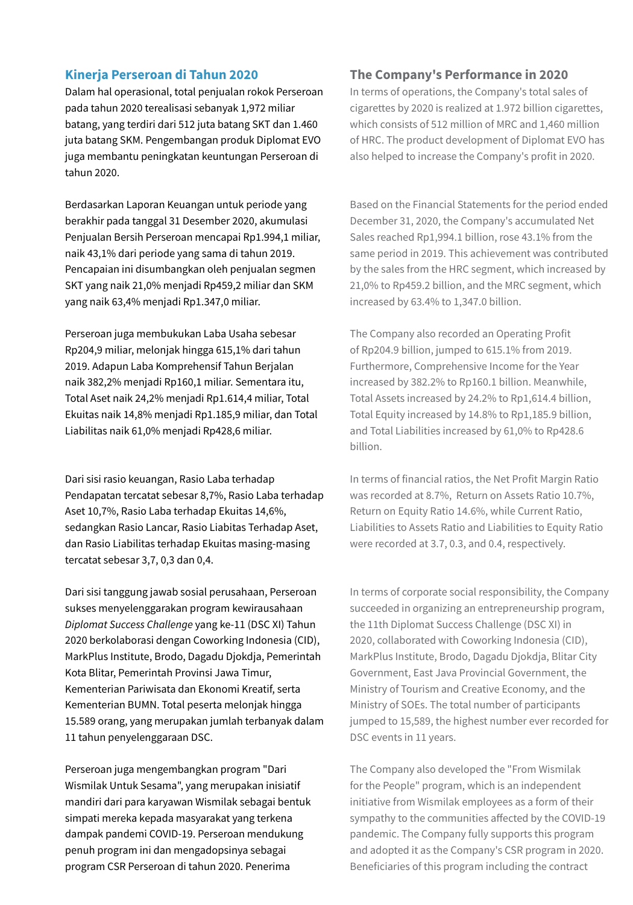## Kinerja Perseroan di Tahun 2020

Dalam hal operasional, total penjualan rokok Perseroan pada tahun 2020 terealisasi sebanyak 1,972 miliar batang, yang terdiri dari 512 juta batang SKT dan 1.460 juta batang SKM. Pengembangan produk Diplomat EVO juga membantu peningkatan keuntungan Perseroan di tahun 2020.

Berdasarkan Laporan Keuangan untuk periode yang berakhir pada tanggal 31 Desember 2020, akumulasi Penjualan Bersih Perseroan mencapai Rp1.994,1 miliar, naik 43,1% dari periode yang sama di tahun 2019. Pencapaian ini disumbangkan oleh penjualan segmen SKT yang naik 21,0% menjadi Rp459,2 miliar dan SKM yang naik 63,4% menjadi Rp1.347,0 miliar.

Perseroan juga membukukan Laba Usaha sebesar Rp204,9 miliar, melonjak hingga 615,1% dari tahun 2019. Adapun Laba Komprehensif Tahun Berjalan naik 382,2% menjadi Rp160,1 miliar. Sementara itu, Total Aset naik 24,2% menjadi Rp1.614,4 miliar, Total Ekuitas naik 14,8% menjadi Rp1.185,9 miliar, dan Total Liabilitas naik 61,0% menjadi Rp428,6 miliar.

Dari sisi rasio keuangan, Rasio Laba terhadap Pendapatan tercatat sebesar 8,7%, Rasio Laba terhadap Aset 10,7%, Rasio Laba terhadap Ekuitas 14,6%, sedangkan Rasio Lancar, Rasio Liabitas Terhadap Aset, dan Rasio Liabilitas terhadap Ekuitas masing-masing tercatat sebesar 3,7, 0,3 dan 0,4.

Dari sisi tanggung jawab sosial perusahaan, Perseroan sukses menyelenggarakan program kewirausahaan *Diplomat Success Challenge* yang ke-11 (DSC XI) Tahun 2020 berkolaborasi dengan Coworking Indonesia (CID), MarkPlus Institute, Brodo, Dagadu Djokdja, Pemerintah Kota Blitar, Pemerintah Provinsi Jawa Timur, Kementerian Pariwisata dan Ekonomi Kreatif, serta Kementerian BUMN. Total peserta melonjak hingga 15.589 orang, yang merupakan jumlah terbanyak dalam 11 tahun penyelenggaraan DSC.

Perseroan juga mengembangkan program "Dari Wismilak Untuk Sesama", yang merupakan inisiatif mandiri dari para karyawan Wismilak sebagai bentuk simpati mereka kepada masyarakat yang terkena dampak pandemi COVID-19. Perseroan mendukung penuh program ini dan mengadopsinya sebagai program CSR Perseroan di tahun 2020. Penerima

## The Company's Performance in 2020

In terms of operations, the Company's total sales of cigarettes by 2020 is realized at 1.972 billion cigarettes, which consists of 512 million of MRC and 1,460 million of HRC. The product development of Diplomat EVO has also helped to increase the Company's profit in 2020.

Based on the Financial Statements for the period ended December 31, 2020, the Company's accumulated Net Sales reached Rp1,994.1 billion, rose 43.1% from the same period in 2019. This achievement was contributed by the sales from the HRC segment, which increased by 21,0% to Rp459.2 billion, and the MRC segment, which increased by 63.4% to 1,347.0 billion.

The Company also recorded an Operating Profit of Rp204.9 billion, jumped to 615.1% from 2019. Furthermore, Comprehensive Income for the Year increased by 382.2% to Rp160.1 billion. Meanwhile, Total Assets increased by 24.2% to Rp1,614.4 billion, Total Equity increased by 14.8% to Rp1,185.9 billion, and Total Liabilities increased by 61,0% to Rp428.6 billion.

In terms of financial ratios, the Net Profit Margin Ratio was recorded at 8.7%, Return on Assets Ratio 10.7%, Return on Equity Ratio 14.6%, while Current Ratio, Liabilities to Assets Ratio and Liabilities to Equity Ratio were recorded at 3.7, 0.3, and 0.4, respectively.

In terms of corporate social responsibility, the Company succeeded in organizing an entrepreneurship program, the 11th Diplomat Success Challenge (DSC XI) in 2020, collaborated with Coworking Indonesia (CID), MarkPlus Institute, Brodo, Dagadu Djokdja, Blitar City Government, East Java Provincial Government, the Ministry of Tourism and Creative Economy, and the Ministry of SOEs. The total number of participants jumped to 15,589, the highest number ever recorded for DSC events in 11 years.

The Company also developed the "From Wismilak for the People" program, which is an independent initiative from Wismilak employees as a form of their sympathy to the communities affected by the COVID-19 pandemic. The Company fully supports this program and adopted it as the Company's CSR program in 2020. Beneficiaries of this program including the contract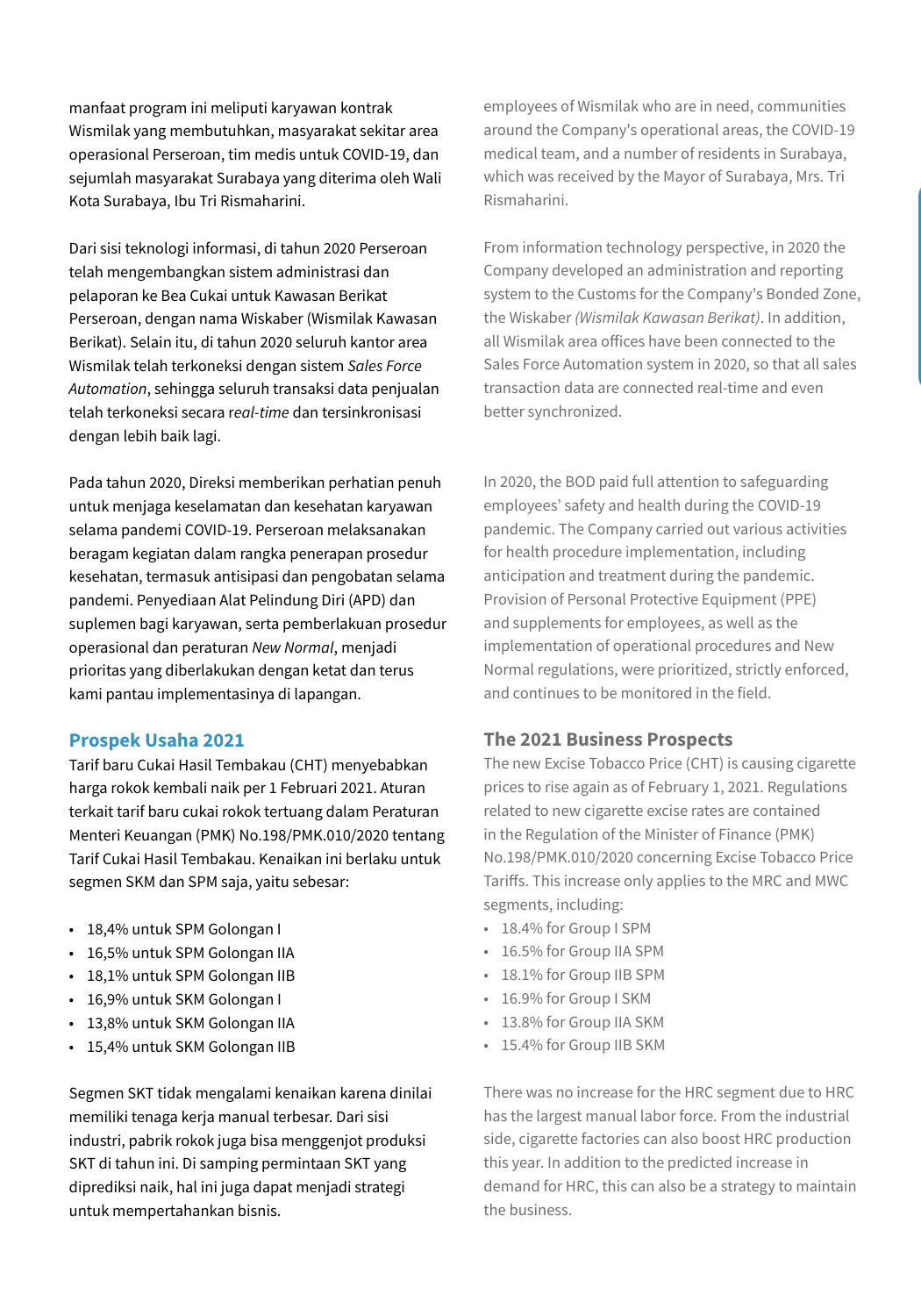manfaat program ini meliputi karyawan kontrak Wismilak yang membutuhkan, masyarakat sekitar area operasional Perseroan, tim medis untuk COVID-19, dan sejumlah masyarakat Surabaya yang diterima oleh Wali Kota Surabaya, Ibu Tri Rismaharini.

Dari sisi teknologi informasi, di tahun 2020 Perseroan telah mengembangkan sistem administrasi dan pelaporan ke Bea Cukai untuk Kawasan Berikat Perseroan, dengan nama Wiskaber (Wismilak Kawasan Berikat). Selain itu, di tahun 2020 seluruh kantor area Wismilak telah terkoneksi dengan sistem *Sales Force Automation*, sehingga seluruh transaksi data penjualan telah terkoneksi secara *real-time* dan tersinkronisasi dengan lebih baik lagi.

Pada tahun 2020, Direksi memberikan perhatian penuh untuk menjaga keselamatan dan kesehatan karyawan selama pandemi COVID-19. Perseroan melaksanakan beragam kegiatan dalam rangka penerapan prosedur kesehatan, termasuk antisipasi dan pengobatan selama pandemi. Penyediaan Alat Pelindung Diri (APD) dan suplemen bagi karyawan, serta pemberlakuan prosedur operasional dan peraturan *New Normal*, menjadi prioritas yang diberlakukan dengan ketat dan terus kami pantau implementasinya di lapangan.

## Prospek Usaha 2021

Tarif baru Cukai Hasil Tembakau (CHT) menyebabkan harga rokok kembali naik per 1 Februari 2021. Aturan terkait tarif baru cukai rokok tertuang dalam Peraturan Menteri Keuangan (PMK) No.198/PMK.010/2020 tentang Tarif Cukai Hasil Tembakau. Kenaikan ini berlaku untuk segmen SKM dan SPM saja, yaitu sebesar:

- 18,4% untuk SPM Golongan I
- 16,5% untuk SPM Golongan IIA
- 18,1% untuk SPM Golongan IIB
- 16,9% untuk SKM Golongan I
- 13,8% untuk SKM Golongan IIA
- 15,4% untuk SKM Golongan IIB

Segmen SKT tidak mengalami kenaikan karena dinilai memiliki tenaga kerja manual terbesar. Dari sisi industri, pabrik rokok juga bisa menggenjot produksi SKT di tahun ini. Di samping permintaan SKT yang diprediksi naik, hal ini juga dapat menjadi strategi untuk mempertahankan bisnis.

employees of Wismilak who are in need, communities around the Company's operational areas, the COVID-19 medical team, and a number of residents in Surabaya, which was received by the Mayor of Surabaya, Mrs. Tri Rismaharini.

From information technology perspective, in 2020 the Company developed an administration and reporting system to the Customs for the Company's Bonded Zone, the Wiskaber *(Wismilak Kawasan Berikat)*. In addition, all Wismilak area offices have been connected to the Sales Force Automation system in 2020, so that all sales transaction data are connected real-time and even better synchronized.

In 2020, the BOD paid full attention to safeguarding employees' safety and health during the COVID-19 pandemic. The Company carried out various activities for health procedure implementation, including anticipation and treatment during the pandemic. Provision of Personal Protective Equipment (PPE) and supplements for employees, as well as the implementation of operational procedures and New Normal regulations, were prioritized, strictly enforced, and continues to be monitored in the field.

## The 2021 Business Prospects

The new Excise Tobacco Price (CHT) is causing cigarette prices to rise again as of February 1, 2021. Regulations related to new cigarette excise rates are contained in the Regulation of the Minister of Finance (PMK) No.198/PMK.010/2020 concerning Excise Tobacco Price Tariffs. This increase only applies to the MRC and MWC segments, including:

- 18.4% for Group I SPM
- 16.5% for Group IIA SPM
- 18.1% for Group IIB SPM
- 16.9% for Group I SKM
- 13.8% for Group IIA SKM
- 15.4% for Group IIB SKM

There was no increase for the HRC segment due to HRC has the largest manual labor force. From the industrial side, cigarette factories can also boost HRC production this year. In addition to the predicted increase in demand for HRC, this can also be a strategy to maintain the business.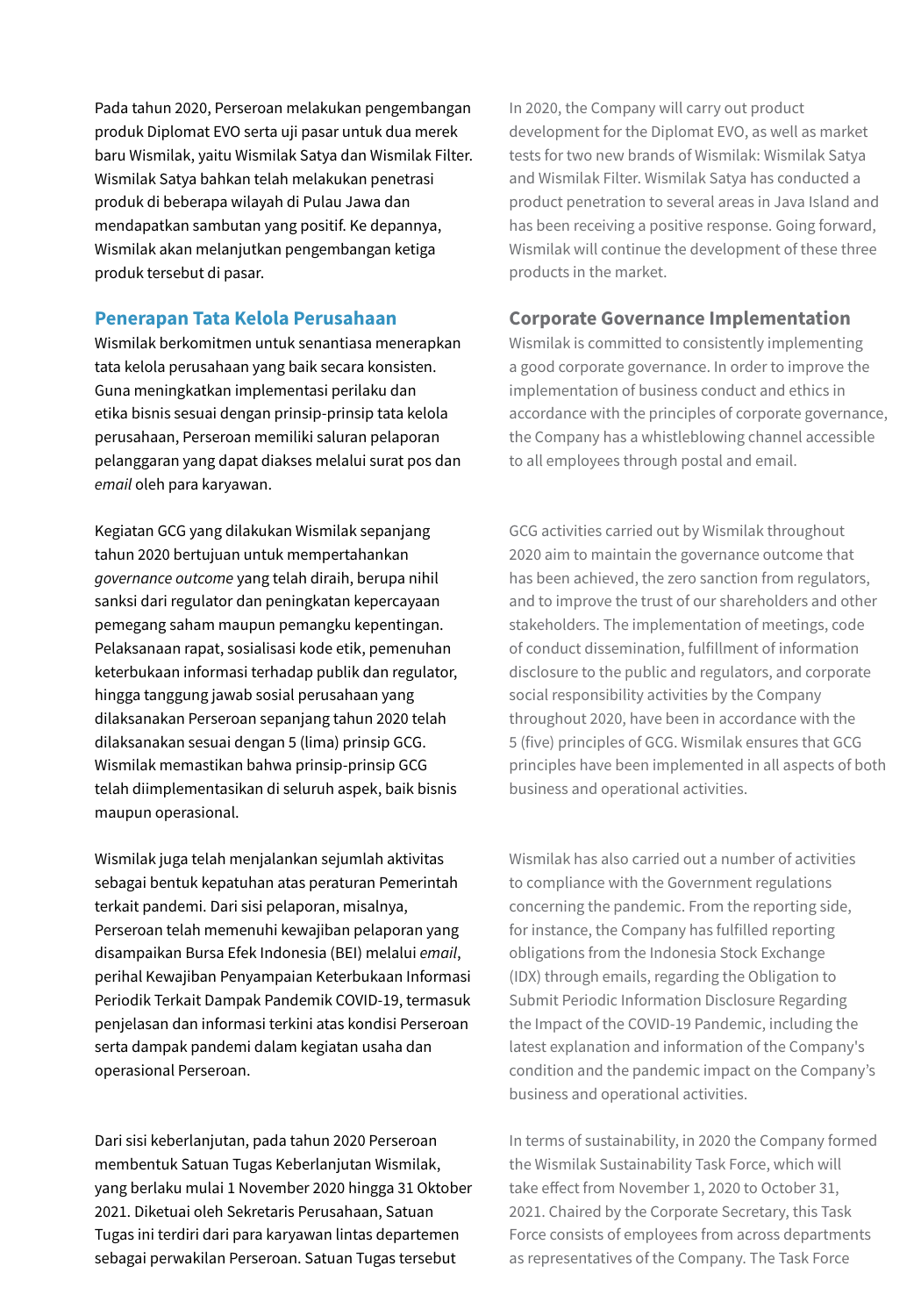Pada tahun 2020, Perseroan melakukan pengembangan produk Diplomat EVO serta uji pasar untuk dua merek baru Wismilak, yaitu Wismilak Satya dan Wismilak Filter. Wismilak Satya bahkan telah melakukan penetrasi produk di beberapa wilayah di Pulau Jawa dan mendapatkan sambutan yang positif. Ke depannya, Wismilak akan melanjutkan pengembangan ketiga produk tersebut di pasar.

## Penerapan Tata Kelola Perusahaan

Wismilak berkomitmen untuk senantiasa menerapkan tata kelola perusahaan yang baik secara konsisten. Guna meningkatkan implementasi perilaku dan etika bisnis sesuai dengan prinsip-prinsip tata kelola perusahaan, Perseroan memiliki saluran pelaporan pelanggaran yang dapat diakses melalui surat pos dan *email* oleh para karyawan.

Kegiatan GCG yang dilakukan Wismilak sepanjang tahun 2020 bertujuan untuk mempertahankan *governance outcome* yang telah diraih, berupa nihil sanksi dari regulator dan peningkatan kepercayaan pemegang saham maupun pemangku kepentingan. Pelaksanaan rapat, sosialisasi kode etik, pemenuhan keterbukaan informasi terhadap publik dan regulator, hingga tanggung jawab sosial perusahaan yang dilaksanakan Perseroan sepanjang tahun 2020 telah dilaksanakan sesuai dengan 5 (lima) prinsip GCG. Wismilak memastikan bahwa prinsip-prinsip GCG telah diimplementasikan di seluruh aspek, baik bisnis maupun operasional.

Wismilak juga telah menjalankan sejumlah aktivitas sebagai bentuk kepatuhan atas peraturan Pemerintah terkait pandemi. Dari sisi pelaporan, misalnya, Perseroan telah memenuhi kewajiban pelaporan yang disampaikan Bursa Efek Indonesia (BEI) melalui *email*, perihal Kewajiban Penyampaian Keterbukaan Informasi Periodik Terkait Dampak Pandemik COVID-19, termasuk penjelasan dan informasi terkini atas kondisi Perseroan serta dampak pandemi dalam kegiatan usaha dan operasional Perseroan.

Dari sisi keberlanjutan, pada tahun 2020 Perseroan membentuk Satuan Tugas Keberlanjutan Wismilak, yang berlaku mulai 1 November 2020 hingga 31 Oktober 2021. Diketuai oleh Sekretaris Perusahaan, Satuan Tugas ini terdiri dari para karyawan lintas departemen sebagai perwakilan Perseroan. Satuan Tugas tersebut

In 2020, the Company will carry out product development for the Diplomat EVO, as well as market tests for two new brands of Wismilak: Wismilak Satya and Wismilak Filter. Wismilak Satya has conducted a product penetration to several areas in Java Island and has been receiving a positive response. Going forward, Wismilak will continue the development of these three products in the market.

## Corporate Governance Implementation

Wismilak is committed to consistently implementing a good corporate governance. In order to improve the implementation of business conduct and ethics in accordance with the principles of corporate governance, the Company has a whistleblowing channel accessible to all employees through postal and email.

GCG activities carried out by Wismilak throughout 2020 aim to maintain the governance outcome that has been achieved, the zero sanction from regulators, and to improve the trust of our shareholders and other stakeholders. The implementation of meetings, code of conduct dissemination, fulfillment of information disclosure to the public and regulators, and corporate social responsibility activities by the Company throughout 2020, have been in accordance with the 5 (five) principles of GCG. Wismilak ensures that GCG principles have been implemented in all aspects of both business and operational activities.

Wismilak has also carried out a number of activities to compliance with the Government regulations concerning the pandemic. From the reporting side, for instance, the Company has fulfilled reporting obligations from the Indonesia Stock Exchange (IDX) through emails, regarding the Obligation to Submit Periodic Information Disclosure Regarding the Impact of the COVID-19 Pandemic, including the latest explanation and information of the Company's condition and the pandemic impact on the Company's business and operational activities.

In terms of sustainability, in 2020 the Company formed the Wismilak Sustainability Task Force, which will take effect from November 1, 2020 to October 31, 2021. Chaired by the Corporate Secretary, this Task Force consists of employees from across departments as representatives of the Company. The Task Force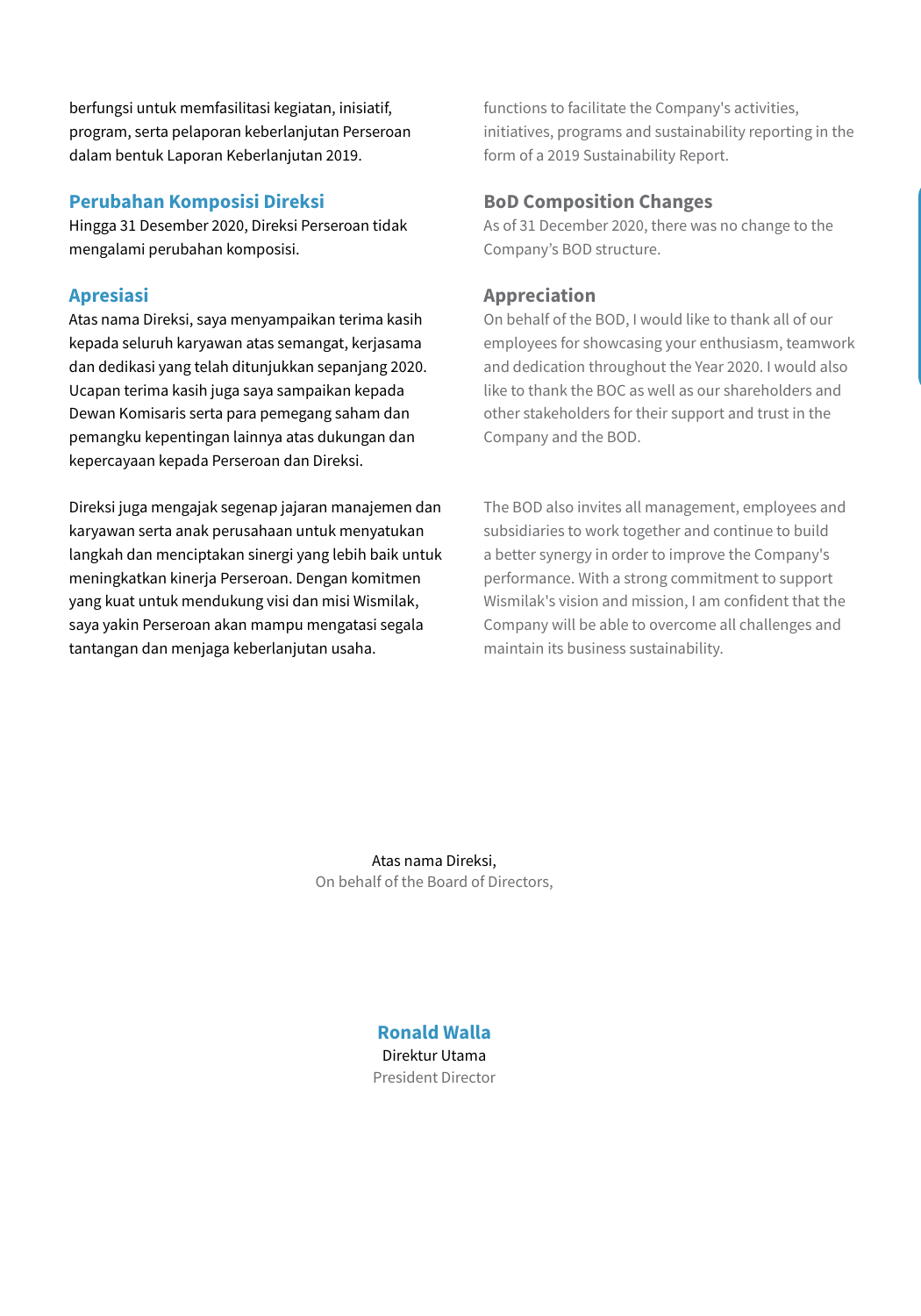berfungsi untuk memfasilitasi kegiatan, inisiatif, program, serta pelaporan keberlanjutan Perseroan dalam bentuk Laporan Keberlanjutan 2019.

## Perubahan Komposisi Direksi

Hingga 31 Desember 2020, Direksi Perseroan tidak mengalami perubahan komposisi.

## Apresiasi

Atas nama Direksi, saya menyampaikan terima kasih kepada seluruh karyawan atas semangat, kerjasama dan dedikasi yang telah ditunjukkan sepanjang 2020. Ucapan terima kasih juga saya sampaikan kepada Dewan Komisaris serta para pemegang saham dan pemangku kepentingan lainnya atas dukungan dan kepercayaan kepada Perseroan dan Direksi.

Direksi juga mengajak segenap jajaran manajemen dan karyawan serta anak perusahaan untuk menyatukan langkah dan menciptakan sinergi yang lebih baik untuk meningkatkan kinerja Perseroan. Dengan komitmen yang kuat untuk mendukung visi dan misi Wismilak, saya yakin Perseroan akan mampu mengatasi segala tantangan dan menjaga keberlanjutan usaha.

functions to facilitate the Company's activities, initiatives, programs and sustainability reporting in the form of a 2019 Sustainability Report.

## BoD Composition Changes

As of 31 December 2020, there was no change to the Company's BOD structure.

## Appreciation

On behalf of the BOD, I would like to thank all of our employees for showcasing your enthusiasm, teamwork and dedication throughout the Year 2020. I would also like to thank the BOC as well as our shareholders and other stakeholders for their support and trust in the Company and the BOD.

The BOD also invites all management, employees and subsidiaries to work together and continue to build a better synergy in order to improve the Company's performance. With a strong commitment to support Wismilak's vision and mission, I am confident that the Company will be able to overcome all challenges and maintain its business sustainability.

Atas nama Direksi,
On behalf of the Board of Directors,

**Ronald Walla**
Direktur Utama
President Director